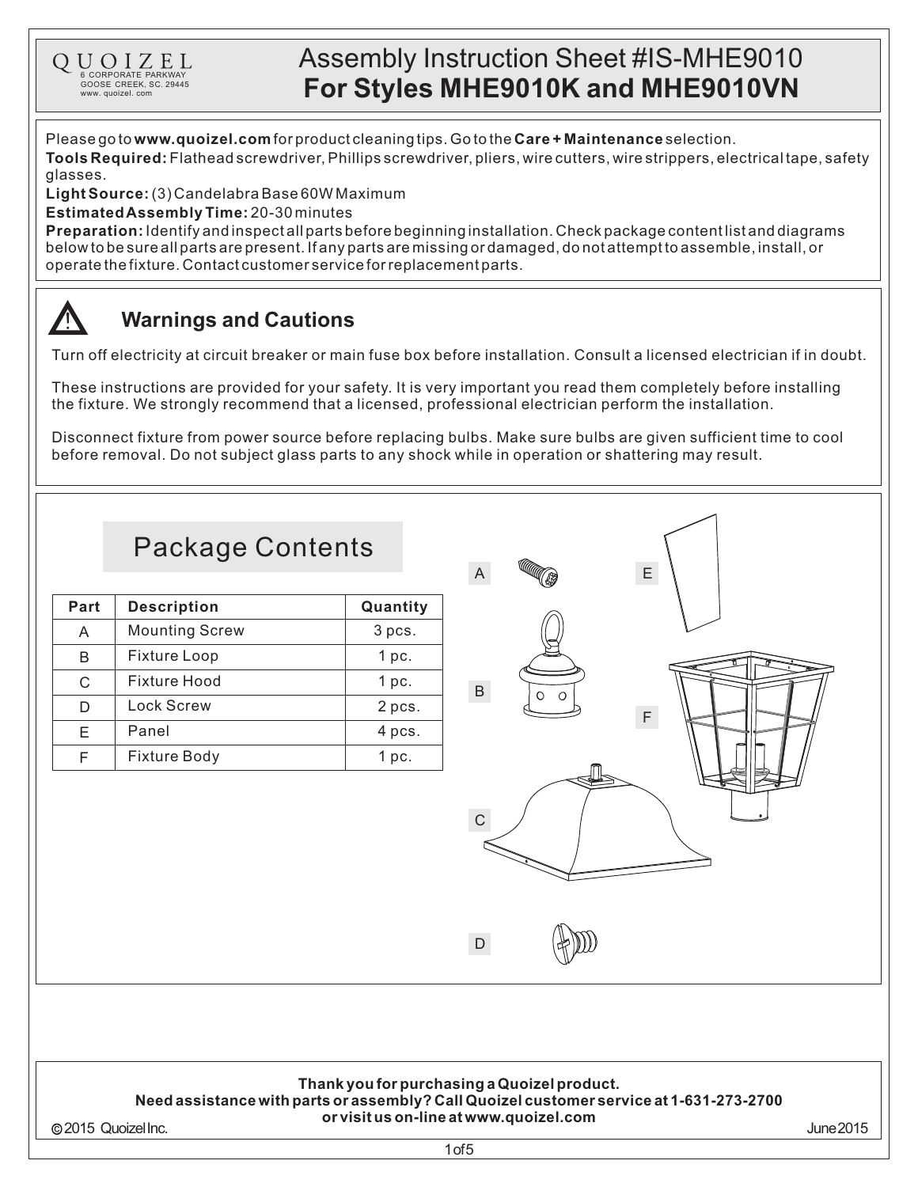QUOIZEL
6 CORPORATE PARKWAY
GOOSE CREEK, SC. 29445
www. quoizel. com

# Assembly Instruction Sheet #IS-MHE9010
## For Styles MHE9010K and MHE9010VN

Please go to **www.quoizel.com** for product cleaning tips. Go to the **Care + Maintenance** selection.
**Tools Required:** Flathead screwdriver, Phillips screwdriver, pliers, wire cutters, wire strippers, electrical tape, safety glasses.
**Light Source:** (3) Candelabra Base 60W Maximum
**Estimated Assembly Time:** 20-30 minutes
**Preparation:** Identify and inspect all parts before beginning installation. Check package content list and diagrams below to be sure all parts are present. If any parts are missing or damaged, do not attempt to assemble, install, or operate the fixture. Contact customer service for replacement parts.

## Warnings and Cautions

Turn off electricity at circuit breaker or main fuse box before installation. Consult a licensed electrician if in doubt.

These instructions are provided for your safety. It is very important you read them completely before installing the fixture. We strongly recommend that a licensed, professional electrician perform the installation.

Disconnect fixture from power source before replacing bulbs. Make sure bulbs are given sufficient time to cool before removal. Do not subject glass parts to any shock while in operation or shattering may result.

## Package Contents

| Part | Description | Quantity |
|---|---|---|
| A | Mounting Screw | 3 pcs. |
| B | Fixture Loop | 1 pc. |
| C | Fixture Hood | 1 pc. |
| D | Lock Screw | 2 pcs. |
| E | Panel | 4 pcs. |
| F | Fixture Body | 1 pc. |

A B C D E F

**Thank you for purchasing a Quoizel product.**
**Need assistance with parts or assembly? Call Quoizel customer service at 1-631-273-2700 or visit us on-line at www.quoizel.com**

© 2015 Quoizel Inc. June 2015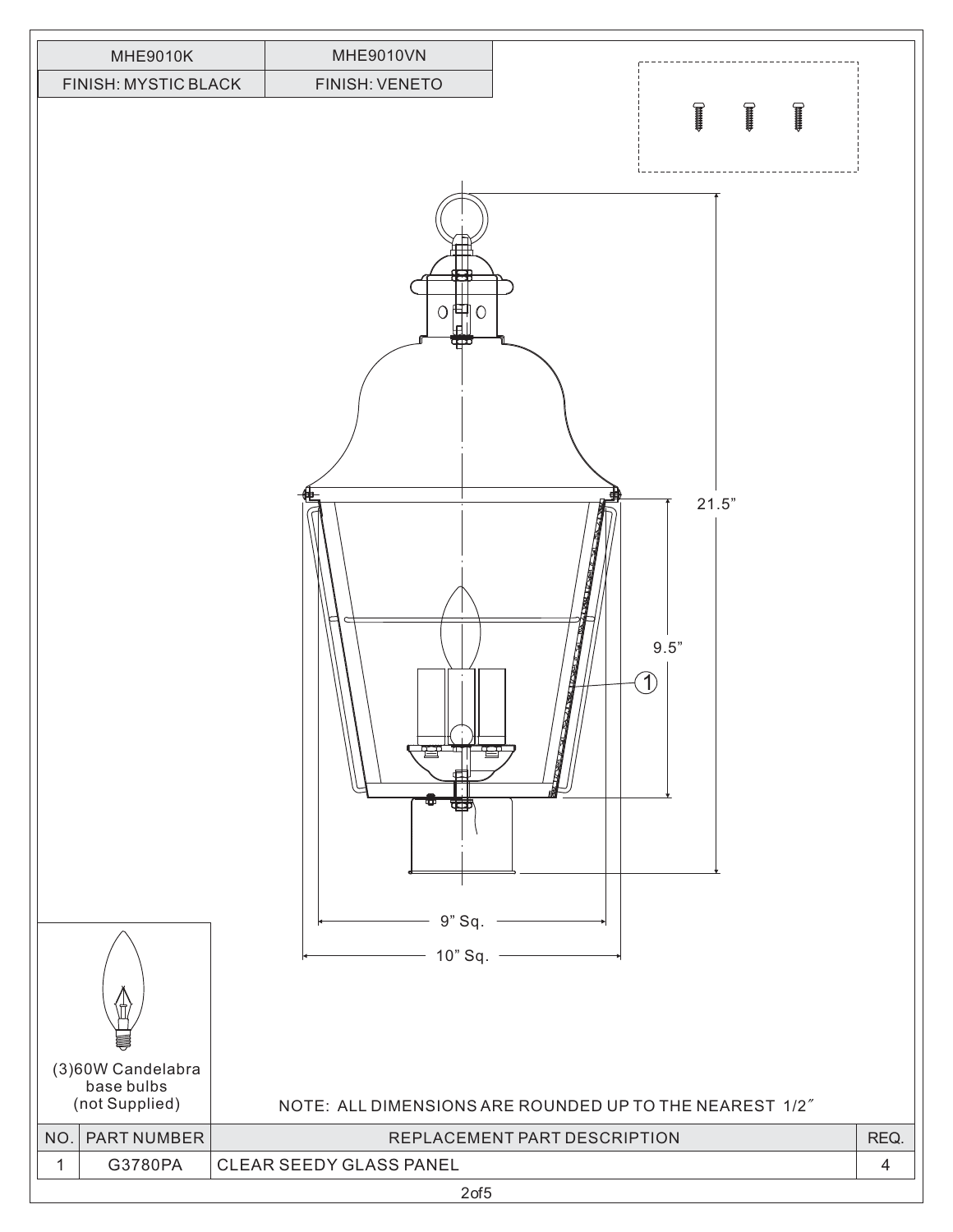| MHE9010K | MHE9010VN |
| --- | --- |
| FINISH: MYSTIC BLACK | FINISH: VENETO |

21.5"

9.5"

9" Sq.

10" Sq.

(3)60W Candelabra base bulbs (not Supplied)

NOTE: ALL DIMENSIONS ARE ROUNDED UP TO THE NEAREST 1/2″

| NO. | PART NUMBER | REPLACEMENT PART DESCRIPTION | REQ. |
| --- | --- | --- | --- |
| 1 | G3780PA | CLEAR SEEDY GLASS PANEL | 4 |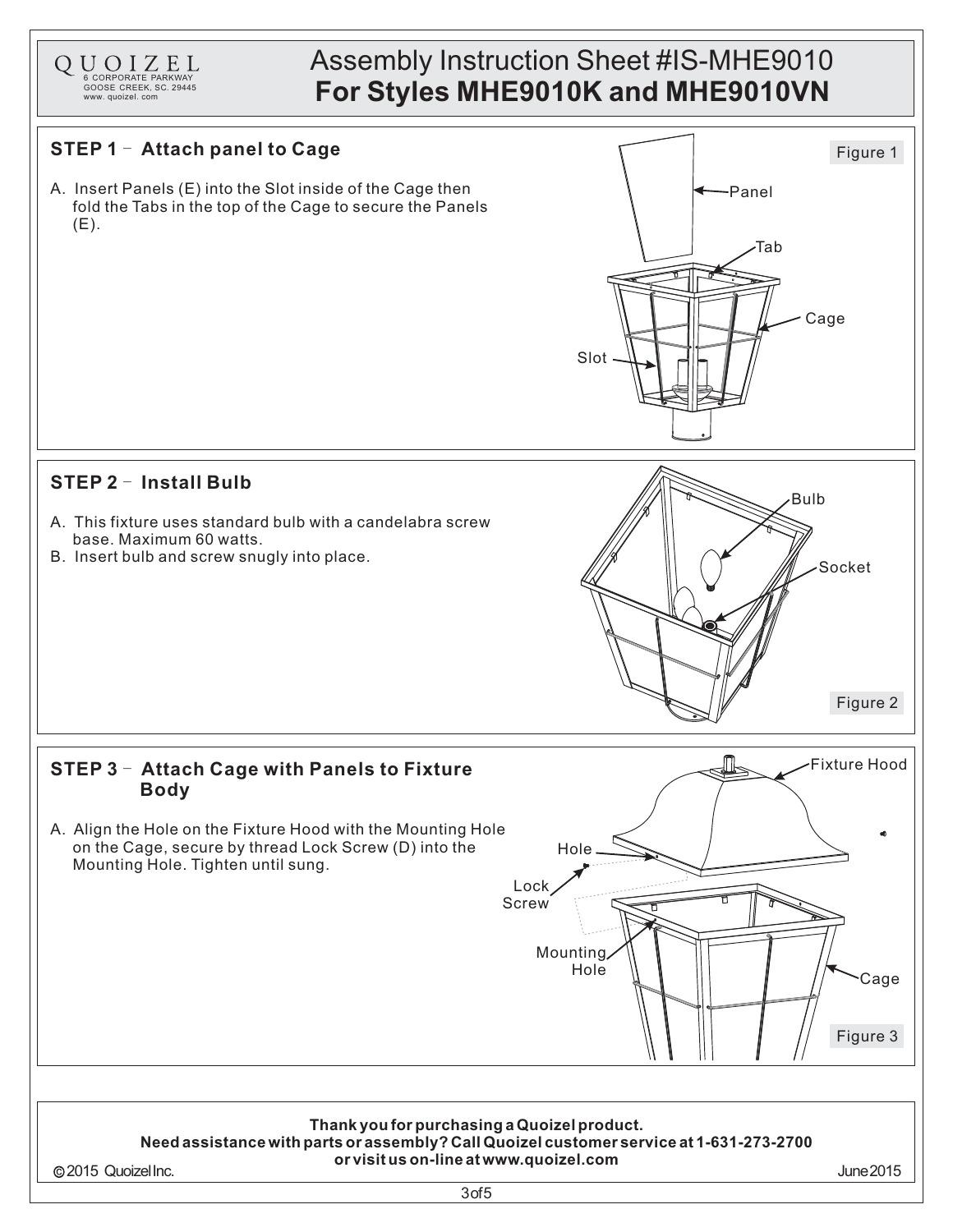QUOIZEL
6 CORPORATE PARKWAY
GOOSE CREEK, SC. 29445
www. quoizel. com

# Assembly Instruction Sheet #IS-MHE9010
# For Styles MHE9010K and MHE9010VN

## STEP 1 – Attach panel to Cage

A. Insert Panels (E) into the Slot inside of the Cage then fold the Tabs in the top of the Cage to secure the Panels (E).

Figure 1

## STEP 2 – Install Bulb

A. This fixture uses standard bulb with a candelabra screw base. Maximum 60 watts.
B. Insert bulb and screw snugly into place.

Figure 2

## STEP 3 – Attach Cage with Panels to Fixture Body

A. Align the Hole on the Fixture Hood with the Mounting Hole on the Cage, secure by thread Lock Screw (D) into the Mounting Hole. Tighten until sung.

Figure 3

**Thank you for purchasing a Quoizel product.**
**Need assistance with parts or assembly? Call Quoizel customer service at 1-631-273-2700 or visit us on-line at www.quoizel.com**

© 2015 Quoizel Inc.

June 2015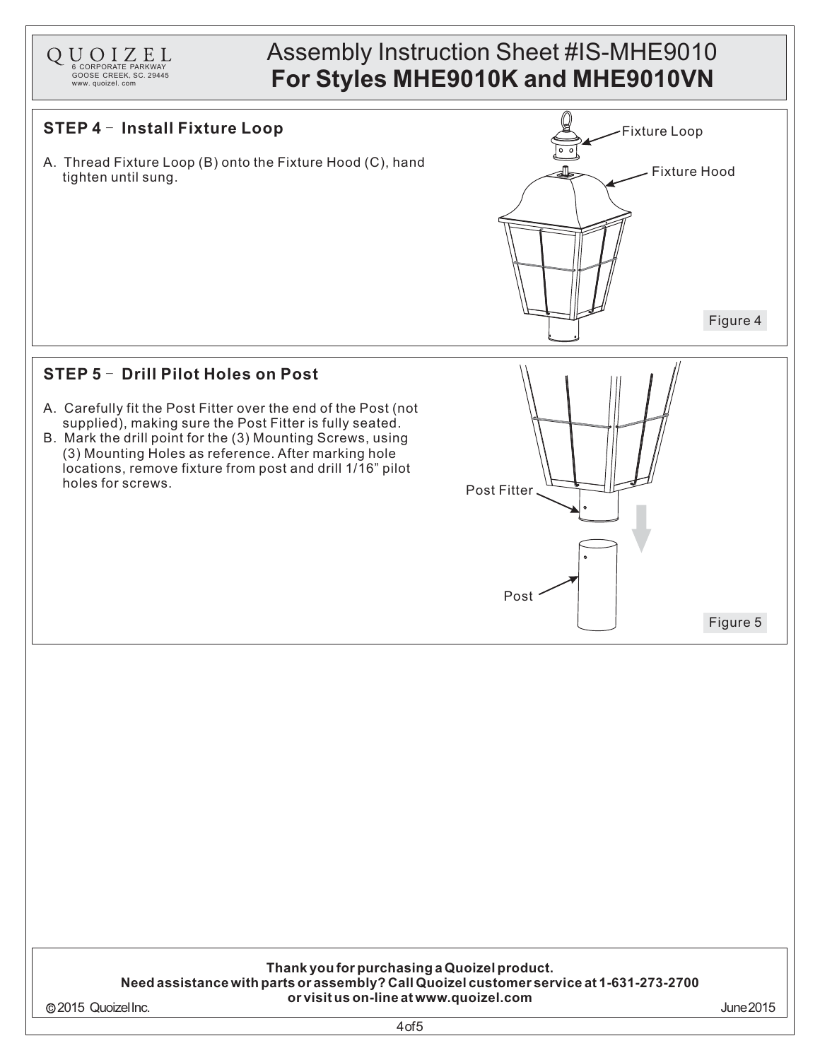# Assembly Instruction Sheet #IS-MHE9010

## For Styles MHE9010K and MHE9010VN

QUOIZEL
6 CORPORATE PARKWAY
GOOSE CREEK, SC. 29445
www. quoizel. com

### STEP 4 – Install Fixture Loop

A. Thread Fixture Loop (B) onto the Fixture Hood (C), hand tighten until sung.

Fixture Loop

Fixture Hood

Figure 4

### STEP 5 – Drill Pilot Holes on Post

A. Carefully fit the Post Fitter over the end of the Post (not supplied), making sure the Post Fitter is fully seated.
B. Mark the drill point for the (3) Mounting Screws, using (3) Mounting Holes as reference. After marking hole locations, remove fixture from post and drill 1/16" pilot holes for screws.

Post Fitter

Post

Figure 5

**Thank you for purchasing a Quoizel product.**
**Need assistance with parts or assembly? Call Quoizel customer service at 1-631-273-2700 or visit us on-line at www.quoizel.com**

© 2015 Quoizel Inc. June 2015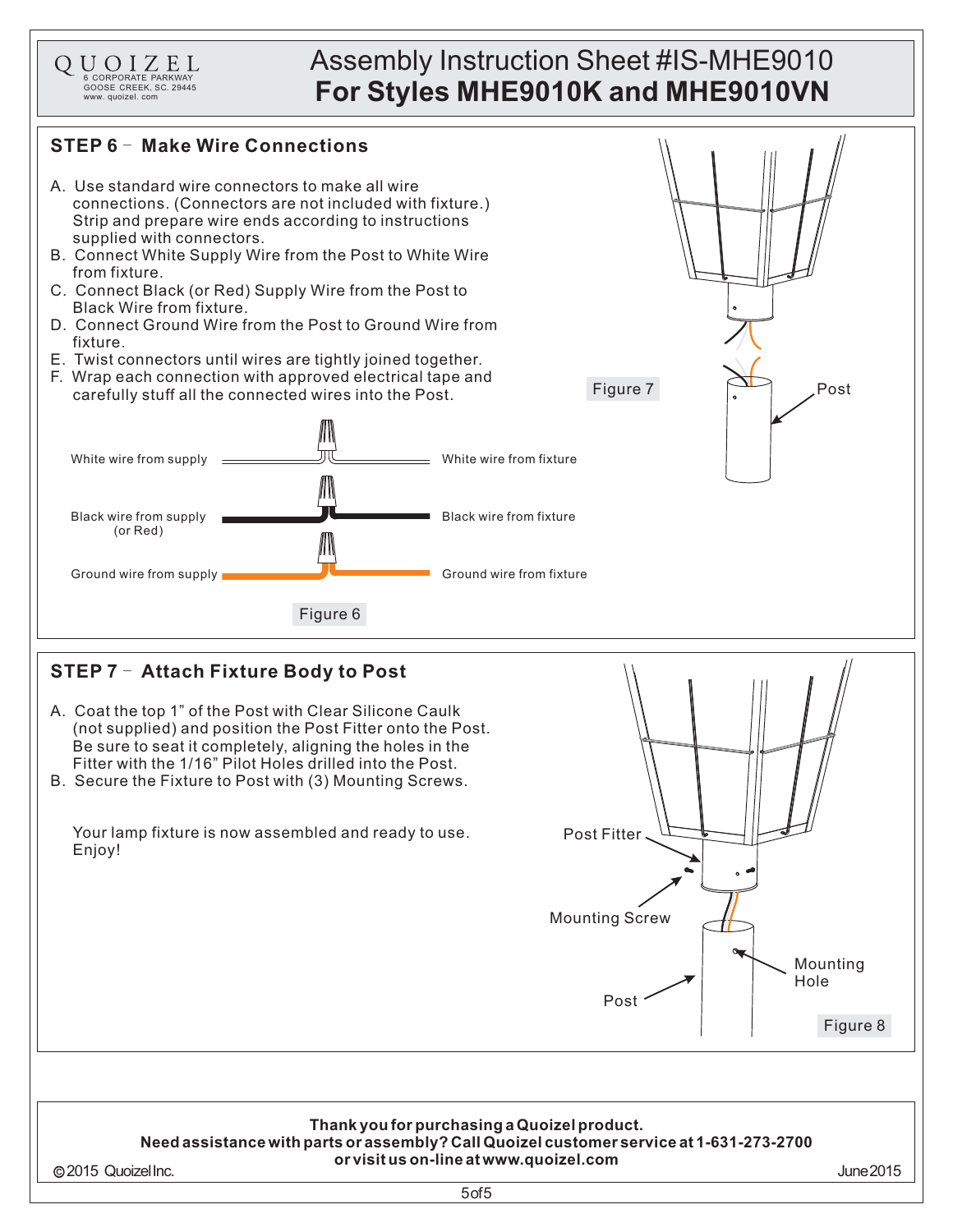QUOIZEL
6 CORPORATE PARKWAY
GOOSE CREEK, SC. 29445
www. quoizel. com

# Assembly Instruction Sheet #IS-MHE9010
# For Styles MHE9010K and MHE9010VN

## STEP 6 – Make Wire Connections

A. Use standard wire connectors to make all wire connections. (Connectors are not included with fixture.) Strip and prepare wire ends according to instructions supplied with connectors.
B. Connect White Supply Wire from the Post to White Wire from fixture.
C. Connect Black (or Red) Supply Wire from the Post to Black Wire from fixture.
D. Connect Ground Wire from the Post to Ground Wire from fixture.
E. Twist connectors until wires are tightly joined together.
F. Wrap each connection with approved electrical tape and carefully stuff all the connected wires into the Post.

White wire from supply
White wire from fixture
Black wire from supply (or Red)
Black wire from fixture
Ground wire from supply
Ground wire from fixture

Figure 6

Post

Figure 7

## STEP 7 – Attach Fixture Body to Post

A. Coat the top 1" of the Post with Clear Silicone Caulk (not supplied) and position the Post Fitter onto the Post. Be sure to seat it completely, aligning the holes in the Fitter with the 1/16" Pilot Holes drilled into the Post.
B. Secure the Fixture to Post with (3) Mounting Screws.

Your lamp fixture is now assembled and ready to use. Enjoy!

Post Fitter
Mounting Screw
Mounting Hole
Post

Figure 8

**Thank you for purchasing a Quoizel product.**
**Need assistance with parts or assembly? Call Quoizel customer service at 1-631-273-2700 or visit us on-line at www.quoizel.com**

©2015 Quoizel Inc.
June 2015